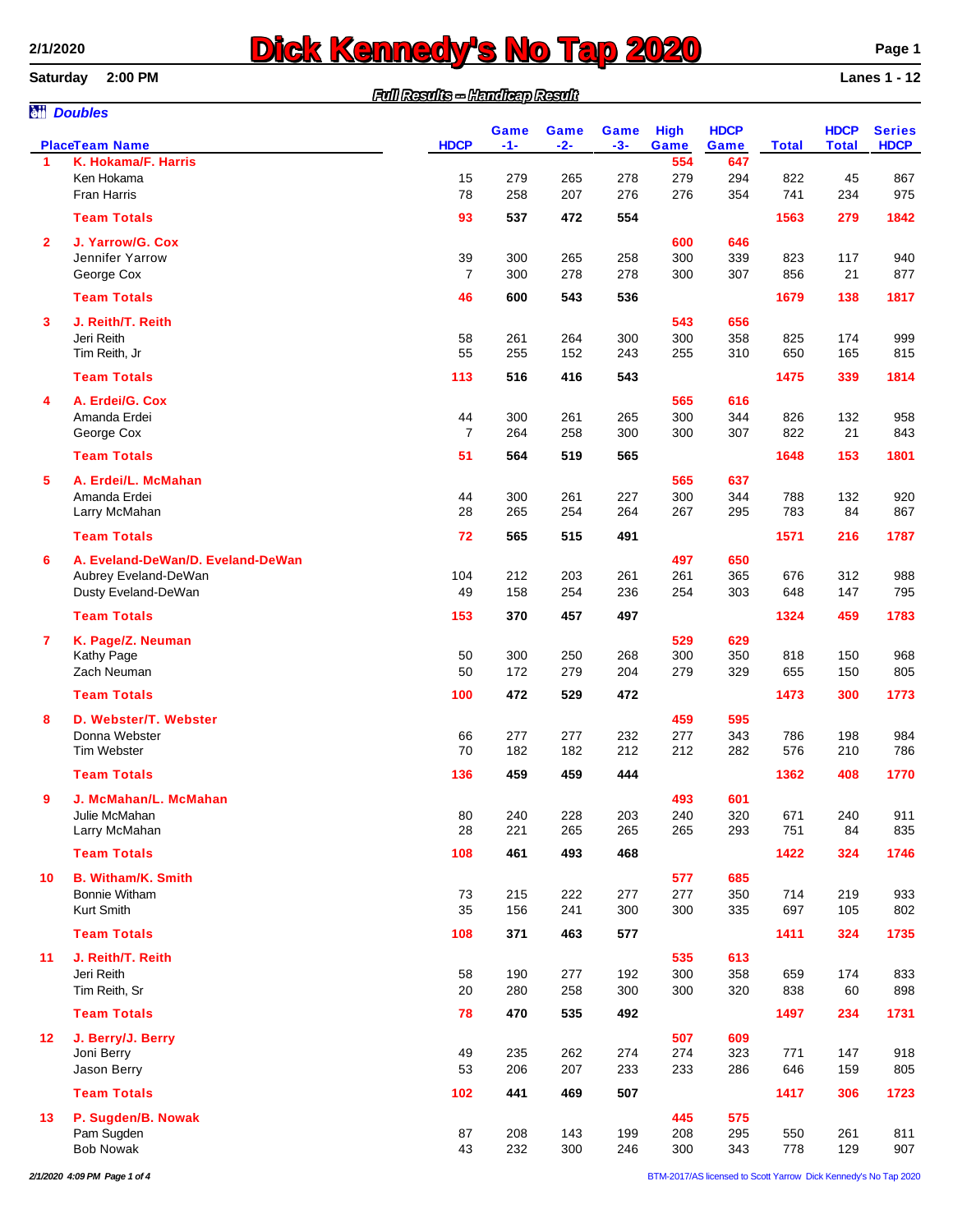# Dick Kennedy's No Tap 2020

2/1/2020

Saturday 2:00 PM — Lanes 1 - 12

***Full Results -- Handicap Result***

## *Doubles*

| Place | Team Name | HDCP | Game -1- | Game -2- | Game -3- | High Game | HDCP Game | Total | HDCP Total | Series HDCP |
|---|---|---|---|---|---|---|---|---|---|---|
| **1** | **K. Hokama/F. Harris** | | | | | **554** | **647** | | | |
| | Ken Hokama | 15 | 279 | 265 | 278 | 279 | 294 | 822 | 45 | 867 |
| | Fran Harris | 78 | 258 | 207 | 276 | 276 | 354 | 741 | 234 | 975 |
| | **Team Totals** | **93** | **537** | **472** | **554** | | | **1563** | **279** | **1842** |
| **2** | **J. Yarrow/G. Cox** | | | | | **600** | **646** | | | |
| | Jennifer Yarrow | 39 | 300 | 265 | 258 | 300 | 339 | 823 | 117 | 940 |
| | George Cox | 7 | 300 | 278 | 278 | 300 | 307 | 856 | 21 | 877 |
| | **Team Totals** | **46** | **600** | **543** | **536** | | | **1679** | **138** | **1817** |
| **3** | **J. Reith/T. Reith** | | | | | **543** | **656** | | | |
| | Jeri Reith | 58 | 261 | 264 | 300 | 300 | 358 | 825 | 174 | 999 |
| | Tim Reith, Jr | 55 | 255 | 152 | 243 | 255 | 310 | 650 | 165 | 815 |
| | **Team Totals** | **113** | **516** | **416** | **543** | | | **1475** | **339** | **1814** |
| **4** | **A. Erdei/G. Cox** | | | | | **565** | **616** | | | |
| | Amanda Erdei | 44 | 300 | 261 | 265 | 300 | 344 | 826 | 132 | 958 |
| | George Cox | 7 | 264 | 258 | 300 | 300 | 307 | 822 | 21 | 843 |
| | **Team Totals** | **51** | **564** | **519** | **565** | | | **1648** | **153** | **1801** |
| **5** | **A. Erdei/L. McMahan** | | | | | **565** | **637** | | | |
| | Amanda Erdei | 44 | 300 | 261 | 227 | 300 | 344 | 788 | 132 | 920 |
| | Larry McMahan | 28 | 265 | 254 | 264 | 267 | 295 | 783 | 84 | 867 |
| | **Team Totals** | **72** | **565** | **515** | **491** | | | **1571** | **216** | **1787** |
| **6** | **A. Eveland-DeWan/D. Eveland-DeWan** | | | | | **497** | **650** | | | |
| | Aubrey Eveland-DeWan | 104 | 212 | 203 | 261 | 261 | 365 | 676 | 312 | 988 |
| | Dusty Eveland-DeWan | 49 | 158 | 254 | 236 | 254 | 303 | 648 | 147 | 795 |
| | **Team Totals** | **153** | **370** | **457** | **497** | | | **1324** | **459** | **1783** |
| **7** | **K. Page/Z. Neuman** | | | | | **529** | **629** | | | |
| | Kathy Page | 50 | 300 | 250 | 268 | 300 | 350 | 818 | 150 | 968 |
| | Zach Neuman | 50 | 172 | 279 | 204 | 279 | 329 | 655 | 150 | 805 |
| | **Team Totals** | **100** | **472** | **529** | **472** | | | **1473** | **300** | **1773** |
| **8** | **D. Webster/T. Webster** | | | | | **459** | **595** | | | |
| | Donna Webster | 66 | 277 | 277 | 232 | 277 | 343 | 786 | 198 | 984 |
| | Tim Webster | 70 | 182 | 182 | 212 | 212 | 282 | 576 | 210 | 786 |
| | **Team Totals** | **136** | **459** | **459** | **444** | | | **1362** | **408** | **1770** |
| **9** | **J. McMahan/L. McMahan** | | | | | **493** | **601** | | | |
| | Julie McMahan | 80 | 240 | 228 | 203 | 240 | 320 | 671 | 240 | 911 |
| | Larry McMahan | 28 | 221 | 265 | 265 | 265 | 293 | 751 | 84 | 835 |
| | **Team Totals** | **108** | **461** | **493** | **468** | | | **1422** | **324** | **1746** |
| **10** | **B. Witham/K. Smith** | | | | | **577** | **685** | | | |
| | Bonnie Witham | 73 | 215 | 222 | 277 | 277 | 350 | 714 | 219 | 933 |
| | Kurt Smith | 35 | 156 | 241 | 300 | 300 | 335 | 697 | 105 | 802 |
| | **Team Totals** | **108** | **371** | **463** | **577** | | | **1411** | **324** | **1735** |
| **11** | **J. Reith/T. Reith** | | | | | **535** | **613** | | | |
| | Jeri Reith | 58 | 190 | 277 | 192 | 300 | 358 | 659 | 174 | 833 |
| | Tim Reith, Sr | 20 | 280 | 258 | 300 | 300 | 320 | 838 | 60 | 898 |
| | **Team Totals** | **78** | **470** | **535** | **492** | | | **1497** | **234** | **1731** |
| **12** | **J. Berry/J. Berry** | | | | | **507** | **609** | | | |
| | Joni Berry | 49 | 235 | 262 | 274 | 274 | 323 | 771 | 147 | 918 |
| | Jason Berry | 53 | 206 | 207 | 233 | 233 | 286 | 646 | 159 | 805 |
| | **Team Totals** | **102** | **441** | **469** | **507** | | | **1417** | **306** | **1723** |
| **13** | **P. Sugden/B. Nowak** | | | | | **445** | **575** | | | |
| | Pam Sugden | 87 | 208 | 143 | 199 | 208 | 295 | 550 | 261 | 811 |
| | Bob Nowak | 43 | 232 | 300 | 246 | 300 | 343 | 778 | 129 | 907 |

*2/1/2020 4:09 PM*

BTM-2017/AS licensed to Scott Yarrow Dick Kennedy's No Tap 2020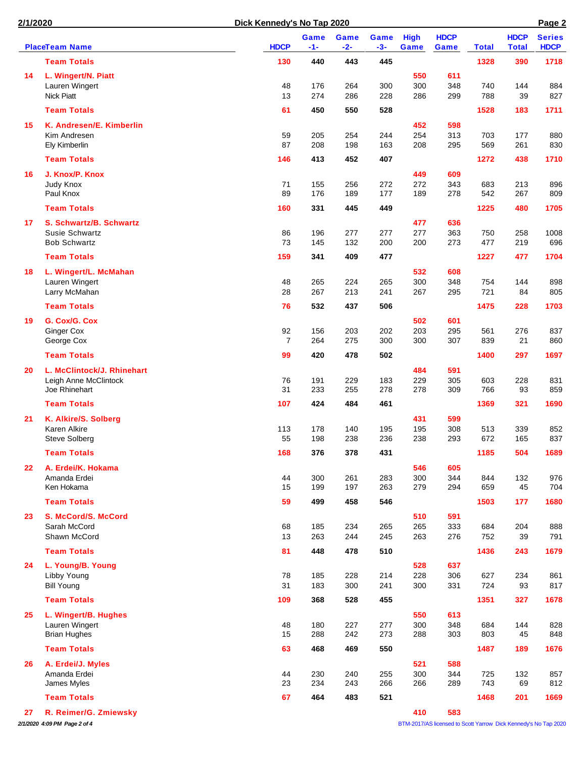| Place | Team Name | HDCP | Game -1- | Game -2- | Game -3- | High Game | HDCP Game | Total | HDCP Total | Series HDCP |
|---|---|---|---|---|---|---|---|---|---|---|
| | **Team Totals** | **130** | **440** | **443** | **445** | | | **1328** | **390** | **1718** |
| **14** | **L. Wingert/N. Piatt** | | | | | **550** | **611** | | | |
| | Lauren Wingert | 48 | 176 | 264 | 300 | 300 | 348 | 740 | 144 | 884 |
| | Nick Piatt | 13 | 274 | 286 | 228 | 286 | 299 | 788 | 39 | 827 |
| | **Team Totals** | **61** | **450** | **550** | **528** | | | **1528** | **183** | **1711** |
| **15** | **K. Andresen/E. Kimberlin** | | | | | **452** | **598** | | | |
| | Kim Andresen | 59 | 205 | 254 | 244 | 254 | 313 | 703 | 177 | 880 |
| | Ely Kimberlin | 87 | 208 | 198 | 163 | 208 | 295 | 569 | 261 | 830 |
| | **Team Totals** | **146** | **413** | **452** | **407** | | | **1272** | **438** | **1710** |
| **16** | **J. Knox/P. Knox** | | | | | **449** | **609** | | | |
| | Judy Knox | 71 | 155 | 256 | 272 | 272 | 343 | 683 | 213 | 896 |
| | Paul Knox | 89 | 176 | 189 | 177 | 189 | 278 | 542 | 267 | 809 |
| | **Team Totals** | **160** | **331** | **445** | **449** | | | **1225** | **480** | **1705** |
| **17** | **S. Schwartz/B. Schwartz** | | | | | **477** | **636** | | | |
| | Susie Schwartz | 86 | 196 | 277 | 277 | 277 | 363 | 750 | 258 | 1008 |
| | Bob Schwartz | 73 | 145 | 132 | 200 | 200 | 273 | 477 | 219 | 696 |
| | **Team Totals** | **159** | **341** | **409** | **477** | | | **1227** | **477** | **1704** |
| **18** | **L. Wingert/L. McMahan** | | | | | **532** | **608** | | | |
| | Lauren Wingert | 48 | 265 | 224 | 265 | 300 | 348 | 754 | 144 | 898 |
| | Larry McMahan | 28 | 267 | 213 | 241 | 267 | 295 | 721 | 84 | 805 |
| | **Team Totals** | **76** | **532** | **437** | **506** | | | **1475** | **228** | **1703** |
| **19** | **G. Cox/G. Cox** | | | | | **502** | **601** | | | |
| | Ginger Cox | 92 | 156 | 203 | 202 | 203 | 295 | 561 | 276 | 837 |
| | George Cox | 7 | 264 | 275 | 300 | 300 | 307 | 839 | 21 | 860 |
| | **Team Totals** | **99** | **420** | **478** | **502** | | | **1400** | **297** | **1697** |
| **20** | **L. McClintock/J. Rhinehart** | | | | | **484** | **591** | | | |
| | Leigh Anne McClintock | 76 | 191 | 229 | 183 | 229 | 305 | 603 | 228 | 831 |
| | Joe Rhinehart | 31 | 233 | 255 | 278 | 278 | 309 | 766 | 93 | 859 |
| | **Team Totals** | **107** | **424** | **484** | **461** | | | **1369** | **321** | **1690** |
| **21** | **K. Alkire/S. Solberg** | | | | | **431** | **599** | | | |
| | Karen Alkire | 113 | 178 | 140 | 195 | 195 | 308 | 513 | 339 | 852 |
| | Steve Solberg | 55 | 198 | 238 | 236 | 238 | 293 | 672 | 165 | 837 |
| | **Team Totals** | **168** | **376** | **378** | **431** | | | **1185** | **504** | **1689** |
| **22** | **A. Erdei/K. Hokama** | | | | | **546** | **605** | | | |
| | Amanda Erdei | 44 | 300 | 261 | 283 | 300 | 344 | 844 | 132 | 976 |
| | Ken Hokama | 15 | 199 | 197 | 263 | 279 | 294 | 659 | 45 | 704 |
| | **Team Totals** | **59** | **499** | **458** | **546** | | | **1503** | **177** | **1680** |
| **23** | **S. McCord/S. McCord** | | | | | **510** | **591** | | | |
| | Sarah McCord | 68 | 185 | 234 | 265 | 265 | 333 | 684 | 204 | 888 |
| | Shawn McCord | 13 | 263 | 244 | 245 | 263 | 276 | 752 | 39 | 791 |
| | **Team Totals** | **81** | **448** | **478** | **510** | | | **1436** | **243** | **1679** |
| **24** | **L. Young/B. Young** | | | | | **528** | **637** | | | |
| | Libby Young | 78 | 185 | 228 | 214 | 228 | 306 | 627 | 234 | 861 |
| | Bill Young | 31 | 183 | 300 | 241 | 300 | 331 | 724 | 93 | 817 |
| | **Team Totals** | **109** | **368** | **528** | **455** | | | **1351** | **327** | **1678** |
| **25** | **L. Wingert/B. Hughes** | | | | | **550** | **613** | | | |
| | Lauren Wingert | 48 | 180 | 227 | 277 | 300 | 348 | 684 | 144 | 828 |
| | Brian Hughes | 15 | 288 | 242 | 273 | 288 | 303 | 803 | 45 | 848 |
| | **Team Totals** | **63** | **468** | **469** | **550** | | | **1487** | **189** | **1676** |
| **26** | **A. Erdei/J. Myles** | | | | | **521** | **588** | | | |
| | Amanda Erdei | 44 | 230 | 240 | 255 | 300 | 344 | 725 | 132 | 857 |
| | James Myles | 23 | 234 | 243 | 266 | 266 | 289 | 743 | 69 | 812 |
| | **Team Totals** | **67** | **464** | **483** | **521** | | | **1468** | **201** | **1669** |
| **27** | **R. Reimer/G. Zmiewsky** | | | | | **410** | **583** | | | |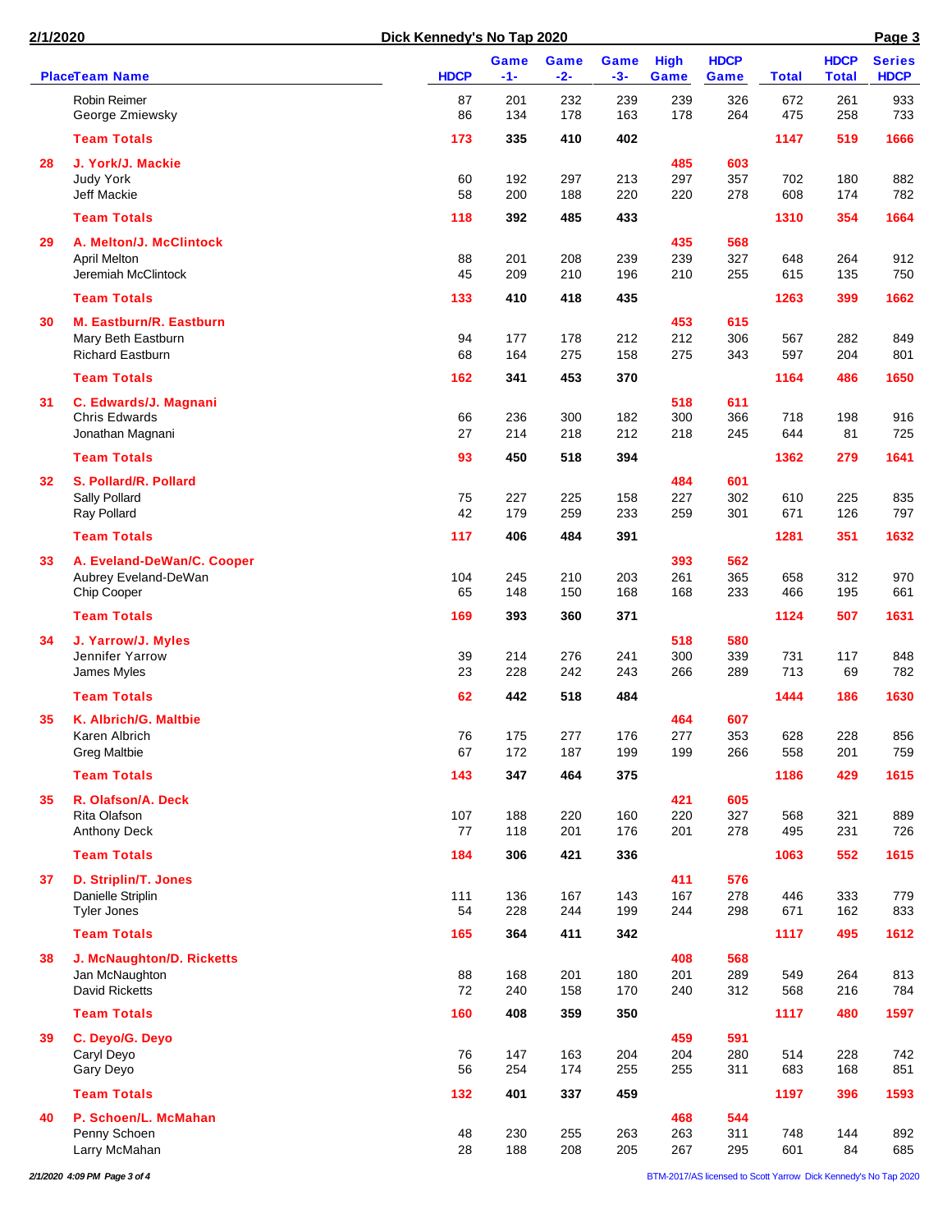| Place | Team Name | HDCP | Game -1- | Game -2- | Game -3- | High Game | HDCP Game | Total | HDCP Total | Series HDCP |
|---|---|---|---|---|---|---|---|---|---|---|
| | Robin Reimer | 87 | 201 | 232 | 239 | 239 | 326 | 672 | 261 | 933 |
| | George Zmiewsky | 86 | 134 | 178 | 163 | 178 | 264 | 475 | 258 | 733 |
| | **Team Totals** | **173** | **335** | **410** | **402** | | | **1147** | **519** | **1666** |
| **28** | **J. York/J. Mackie** | | | | | **485** | **603** | | | |
| | Judy York | 60 | 192 | 297 | 213 | 297 | 357 | 702 | 180 | 882 |
| | Jeff Mackie | 58 | 200 | 188 | 220 | 220 | 278 | 608 | 174 | 782 |
| | **Team Totals** | **118** | **392** | **485** | **433** | | | **1310** | **354** | **1664** |
| **29** | **A. Melton/J. McClintock** | | | | | **435** | **568** | | | |
| | April Melton | 88 | 201 | 208 | 239 | 239 | 327 | 648 | 264 | 912 |
| | Jeremiah McClintock | 45 | 209 | 210 | 196 | 210 | 255 | 615 | 135 | 750 |
| | **Team Totals** | **133** | **410** | **418** | **435** | | | **1263** | **399** | **1662** |
| **30** | **M. Eastburn/R. Eastburn** | | | | | **453** | **615** | | | |
| | Mary Beth Eastburn | 94 | 177 | 178 | 212 | 212 | 306 | 567 | 282 | 849 |
| | Richard Eastburn | 68 | 164 | 275 | 158 | 275 | 343 | 597 | 204 | 801 |
| | **Team Totals** | **162** | **341** | **453** | **370** | | | **1164** | **486** | **1650** |
| **31** | **C. Edwards/J. Magnani** | | | | | **518** | **611** | | | |
| | Chris Edwards | 66 | 236 | 300 | 182 | 300 | 366 | 718 | 198 | 916 |
| | Jonathan Magnani | 27 | 214 | 218 | 212 | 218 | 245 | 644 | 81 | 725 |
| | **Team Totals** | **93** | **450** | **518** | **394** | | | **1362** | **279** | **1641** |
| **32** | **S. Pollard/R. Pollard** | | | | | **484** | **601** | | | |
| | Sally Pollard | 75 | 227 | 225 | 158 | 227 | 302 | 610 | 225 | 835 |
| | Ray Pollard | 42 | 179 | 259 | 233 | 259 | 301 | 671 | 126 | 797 |
| | **Team Totals** | **117** | **406** | **484** | **391** | | | **1281** | **351** | **1632** |
| **33** | **A. Eveland-DeWan/C. Cooper** | | | | | **393** | **562** | | | |
| | Aubrey Eveland-DeWan | 104 | 245 | 210 | 203 | 261 | 365 | 658 | 312 | 970 |
| | Chip Cooper | 65 | 148 | 150 | 168 | 168 | 233 | 466 | 195 | 661 |
| | **Team Totals** | **169** | **393** | **360** | **371** | | | **1124** | **507** | **1631** |
| **34** | **J. Yarrow/J. Myles** | | | | | **518** | **580** | | | |
| | Jennifer Yarrow | 39 | 214 | 276 | 241 | 300 | 339 | 731 | 117 | 848 |
| | James Myles | 23 | 228 | 242 | 243 | 266 | 289 | 713 | 69 | 782 |
| | **Team Totals** | **62** | **442** | **518** | **484** | | | **1444** | **186** | **1630** |
| **35** | **K. Albrich/G. Maltbie** | | | | | **464** | **607** | | | |
| | Karen Albrich | 76 | 175 | 277 | 176 | 277 | 353 | 628 | 228 | 856 |
| | Greg Maltbie | 67 | 172 | 187 | 199 | 199 | 266 | 558 | 201 | 759 |
| | **Team Totals** | **143** | **347** | **464** | **375** | | | **1186** | **429** | **1615** |
| **35** | **R. Olafson/A. Deck** | | | | | **421** | **605** | | | |
| | Rita Olafson | 107 | 188 | 220 | 160 | 220 | 327 | 568 | 321 | 889 |
| | Anthony Deck | 77 | 118 | 201 | 176 | 201 | 278 | 495 | 231 | 726 |
| | **Team Totals** | **184** | **306** | **421** | **336** | | | **1063** | **552** | **1615** |
| **37** | **D. Striplin/T. Jones** | | | | | **411** | **576** | | | |
| | Danielle Striplin | 111 | 136 | 167 | 143 | 167 | 278 | 446 | 333 | 779 |
| | Tyler Jones | 54 | 228 | 244 | 199 | 244 | 298 | 671 | 162 | 833 |
| | **Team Totals** | **165** | **364** | **411** | **342** | | | **1117** | **495** | **1612** |
| **38** | **J. McNaughton/D. Ricketts** | | | | | **408** | **568** | | | |
| | Jan McNaughton | 88 | 168 | 201 | 180 | 201 | 289 | 549 | 264 | 813 |
| | David Ricketts | 72 | 240 | 158 | 170 | 240 | 312 | 568 | 216 | 784 |
| | **Team Totals** | **160** | **408** | **359** | **350** | | | **1117** | **480** | **1597** |
| **39** | **C. Deyo/G. Deyo** | | | | | **459** | **591** | | | |
| | Caryl Deyo | 76 | 147 | 163 | 204 | 204 | 280 | 514 | 228 | 742 |
| | Gary Deyo | 56 | 254 | 174 | 255 | 255 | 311 | 683 | 168 | 851 |
| | **Team Totals** | **132** | **401** | **337** | **459** | | | **1197** | **396** | **1593** |
| **40** | **P. Schoen/L. McMahan** | | | | | **468** | **544** | | | |
| | Penny Schoen | 48 | 230 | 255 | 263 | 263 | 311 | 748 | 144 | 892 |
| | Larry McMahan | 28 | 188 | 208 | 205 | 267 | 295 | 601 | 84 | 685 |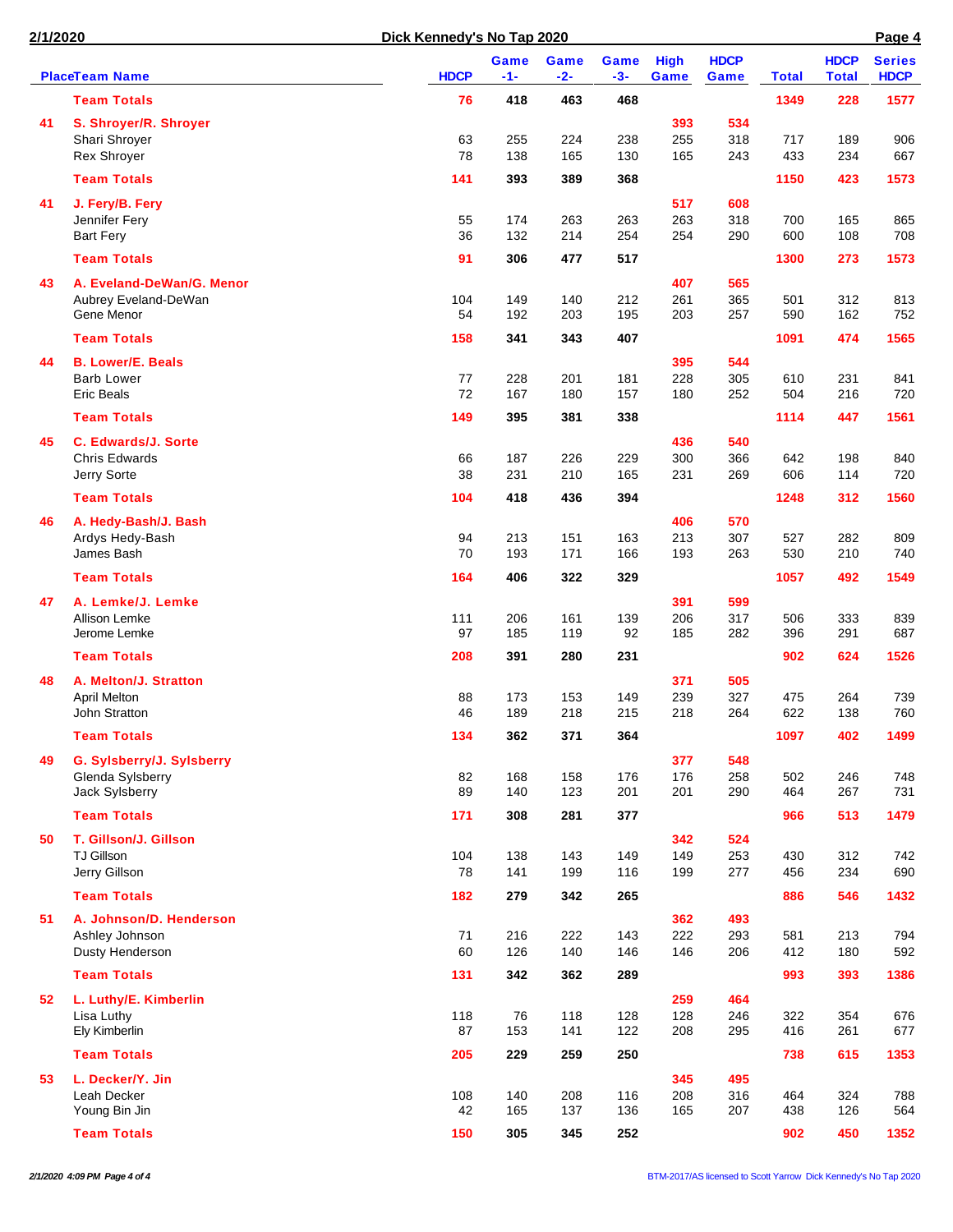| Place | Team Name | HDCP | Game -1- | Game -2- | Game -3- | High Game | HDCP Game | Total | HDCP Total | Series HDCP |
|---|---|---|---|---|---|---|---|---|---|---|
| | **Team Totals** | **76** | **418** | **463** | **468** | | | **1349** | **228** | **1577** |
| **41** | **S. Shroyer/R. Shroyer** | | | | | **393** | **534** | | | |
| | Shari Shroyer | 63 | 255 | 224 | 238 | 255 | 318 | 717 | 189 | 906 |
| | Rex Shroyer | 78 | 138 | 165 | 130 | 165 | 243 | 433 | 234 | 667 |
| | **Team Totals** | **141** | **393** | **389** | **368** | | | **1150** | **423** | **1573** |
| **41** | **J. Fery/B. Fery** | | | | | **517** | **608** | | | |
| | Jennifer Fery | 55 | 174 | 263 | 263 | 263 | 318 | 700 | 165 | 865 |
| | Bart Fery | 36 | 132 | 214 | 254 | 254 | 290 | 600 | 108 | 708 |
| | **Team Totals** | **91** | **306** | **477** | **517** | | | **1300** | **273** | **1573** |
| **43** | **A. Eveland-DeWan/G. Menor** | | | | | **407** | **565** | | | |
| | Aubrey Eveland-DeWan | 104 | 149 | 140 | 212 | 261 | 365 | 501 | 312 | 813 |
| | Gene Menor | 54 | 192 | 203 | 195 | 203 | 257 | 590 | 162 | 752 |
| | **Team Totals** | **158** | **341** | **343** | **407** | | | **1091** | **474** | **1565** |
| **44** | **B. Lower/E. Beals** | | | | | **395** | **544** | | | |
| | Barb Lower | 77 | 228 | 201 | 181 | 228 | 305 | 610 | 231 | 841 |
| | Eric Beals | 72 | 167 | 180 | 157 | 180 | 252 | 504 | 216 | 720 |
| | **Team Totals** | **149** | **395** | **381** | **338** | | | **1114** | **447** | **1561** |
| **45** | **C. Edwards/J. Sorte** | | | | | **436** | **540** | | | |
| | Chris Edwards | 66 | 187 | 226 | 229 | 300 | 366 | 642 | 198 | 840 |
| | Jerry Sorte | 38 | 231 | 210 | 165 | 231 | 269 | 606 | 114 | 720 |
| | **Team Totals** | **104** | **418** | **436** | **394** | | | **1248** | **312** | **1560** |
| **46** | **A. Hedy-Bash/J. Bash** | | | | | **406** | **570** | | | |
| | Ardys Hedy-Bash | 94 | 213 | 151 | 163 | 213 | 307 | 527 | 282 | 809 |
| | James Bash | 70 | 193 | 171 | 166 | 193 | 263 | 530 | 210 | 740 |
| | **Team Totals** | **164** | **406** | **322** | **329** | | | **1057** | **492** | **1549** |
| **47** | **A. Lemke/J. Lemke** | | | | | **391** | **599** | | | |
| | Allison Lemke | 111 | 206 | 161 | 139 | 206 | 317 | 506 | 333 | 839 |
| | Jerome Lemke | 97 | 185 | 119 | 92 | 185 | 282 | 396 | 291 | 687 |
| | **Team Totals** | **208** | **391** | **280** | **231** | | | **902** | **624** | **1526** |
| **48** | **A. Melton/J. Stratton** | | | | | **371** | **505** | | | |
| | April Melton | 88 | 173 | 153 | 149 | 239 | 327 | 475 | 264 | 739 |
| | John Stratton | 46 | 189 | 218 | 215 | 218 | 264 | 622 | 138 | 760 |
| | **Team Totals** | **134** | **362** | **371** | **364** | | | **1097** | **402** | **1499** |
| **49** | **G. Sylsberry/J. Sylsberry** | | | | | **377** | **548** | | | |
| | Glenda Sylsberry | 82 | 168 | 158 | 176 | 176 | 258 | 502 | 246 | 748 |
| | Jack Sylsberry | 89 | 140 | 123 | 201 | 201 | 290 | 464 | 267 | 731 |
| | **Team Totals** | **171** | **308** | **281** | **377** | | | **966** | **513** | **1479** |
| **50** | **T. Gillson/J. Gillson** | | | | | **342** | **524** | | | |
| | TJ Gillson | 104 | 138 | 143 | 149 | 149 | 253 | 430 | 312 | 742 |
| | Jerry Gillson | 78 | 141 | 199 | 116 | 199 | 277 | 456 | 234 | 690 |
| | **Team Totals** | **182** | **279** | **342** | **265** | | | **886** | **546** | **1432** |
| **51** | **A. Johnson/D. Henderson** | | | | | **362** | **493** | | | |
| | Ashley Johnson | 71 | 216 | 222 | 143 | 222 | 293 | 581 | 213 | 794 |
| | Dusty Henderson | 60 | 126 | 140 | 146 | 146 | 206 | 412 | 180 | 592 |
| | **Team Totals** | **131** | **342** | **362** | **289** | | | **993** | **393** | **1386** |
| **52** | **L. Luthy/E. Kimberlin** | | | | | **259** | **464** | | | |
| | Lisa Luthy | 118 | 76 | 118 | 128 | 128 | 246 | 322 | 354 | 676 |
| | Ely Kimberlin | 87 | 153 | 141 | 122 | 208 | 295 | 416 | 261 | 677 |
| | **Team Totals** | **205** | **229** | **259** | **250** | | | **738** | **615** | **1353** |
| **53** | **L. Decker/Y. Jin** | | | | | **345** | **495** | | | |
| | Leah Decker | 108 | 140 | 208 | 116 | 208 | 316 | 464 | 324 | 788 |
| | Young Bin Jin | 42 | 165 | 137 | 136 | 165 | 207 | 438 | 126 | 564 |
| | **Team Totals** | **150** | **305** | **345** | **252** | | | **902** | **450** | **1352** |